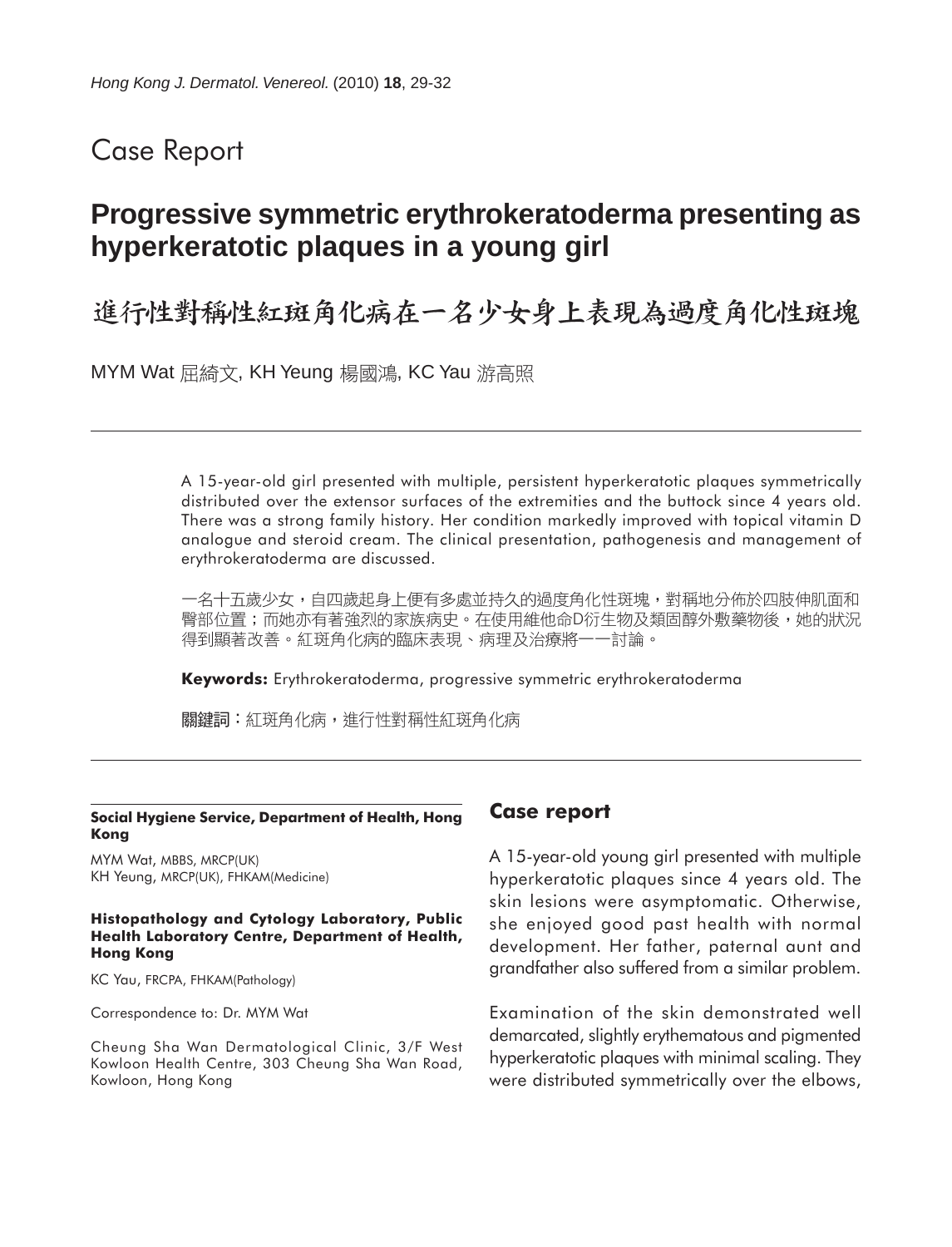Case Report

# Progressive symmetric erythrokeratoderma presenting as hyperkeratotic plaques in a young girl

# 進行性對稱性紅斑角化病在一名少女身上表現為過度角化性斑塊

MYM Wat 屈綺文, KH Yeung 楊國鴻, KC Yau 游高照

A 15-year-old girl presented with multiple, persistent hyperkeratotic plaques symmetrically distributed over the extensor surfaces of the extremities and the buttock since 4 years old. There was a strong family history. Her condition markedly improved with topical vitamin D analogue and steroid cream. The clinical presentation, pathogenesis and management of erythrokeratoderma are discussed.

一名十五歲少女，自四歲起身上便有多處並持久的過度角化性斑塊，對稱地分佈於四肢伸肌面和臀部位置；而她亦有著強烈的家族病史。在使用維他命D衍生物及類固醇外敷藥物後，她的狀況得到顯著改善。紅斑角化病的臨床表現、病理及治療將一一討論。

**Keywords:** Erythrokeratoderma, progressive symmetric erythrokeratoderma

**關鍵詞**：紅斑角化病，進行性對稱性紅斑角化病

**Social Hygiene Service, Department of Health, Hong Kong**

MYM Wat, MBBS, MRCP(UK)
KH Yeung, MRCP(UK), FHKAM(Medicine)

**Histopathology and Cytology Laboratory, Public Health Laboratory Centre, Department of Health, Hong Kong**

KC Yau, FRCPA, FHKAM(Pathology)

Correspondence to: Dr. MYM Wat

Cheung Sha Wan Dermatological Clinic, 3/F West Kowloon Health Centre, 303 Cheung Sha Wan Road, Kowloon, Hong Kong

## Case report

A 15-year-old young girl presented with multiple hyperkeratotic plaques since 4 years old. The skin lesions were asymptomatic. Otherwise, she enjoyed good past health with normal development. Her father, paternal aunt and grandfather also suffered from a similar problem.

Examination of the skin demonstrated well demarcated, slightly erythematous and pigmented hyperkeratotic plaques with minimal scaling. They were distributed symmetrically over the elbows,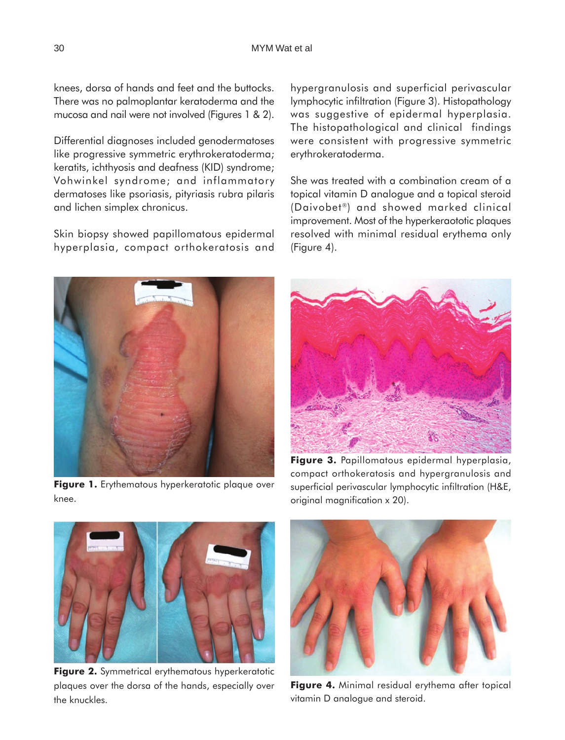knees, dorsa of hands and feet and the buttocks. There was no palmoplantar keratoderma and the mucosa and nail were not involved (Figures 1 & 2).

Differential diagnoses included genodermatoses like progressive symmetric erythrokeratoderma; keratits, ichthyosis and deafness (KID) syndrome; Vohwinkel syndrome; and inflammatory dermatoses like psoriasis, pityriasis rubra pilaris and lichen simplex chronicus.

Skin biopsy showed papillomatous epidermal hyperplasia, compact orthokeratosis and hypergranulosis and superficial perivascular lymphocytic infiltration (Figure 3). Histopathology was suggestive of epidermal hyperplasia. The histopathological and clinical findings were consistent with progressive symmetric erythrokeratoderma.

She was treated with a combination cream of a topical vitamin D analogue and a topical steroid (Daivobet®) and showed marked clinical improvement. Most of the hyperkeraotic plaques resolved with minimal residual erythema only (Figure 4).

**Figure 1.** Erythematous hyperkeratotic plaque over knee.

**Figure 2.** Symmetrical erythematous hyperkeratotic plaques over the dorsa of the hands, especially over the knuckles.

**Figure 3.** Papillomatous epidermal hyperplasia, compact orthokeratosis and hypergranulosis and superficial perivascular lymphocytic infiltration (H&E, original magnification x 20).

**Figure 4.** Minimal residual erythema after topical vitamin D analogue and steroid.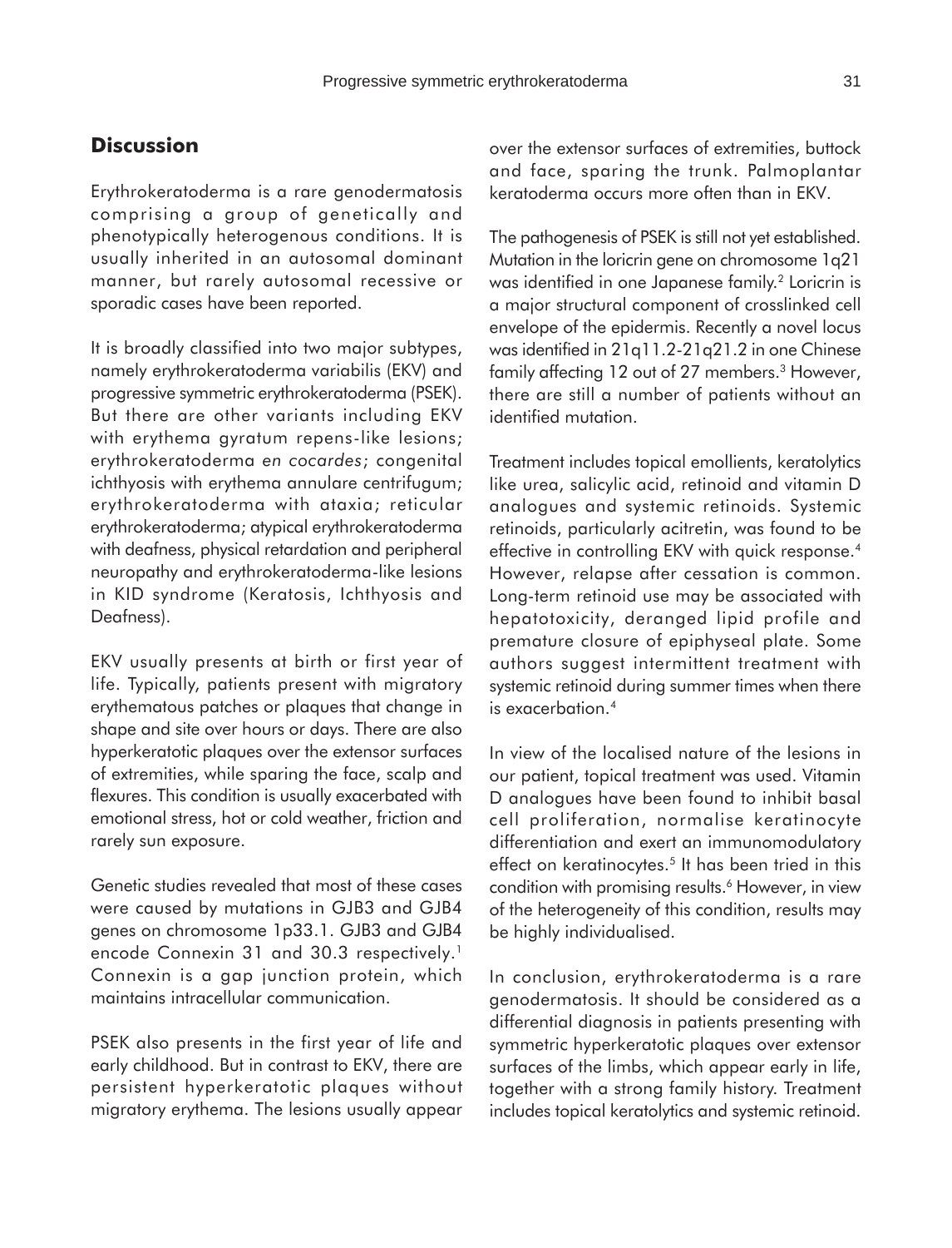## Discussion

Erythrokeratoderma is a rare genodermatosis comprising a group of genetically and phenotypically heterogenous conditions. It is usually inherited in an autosomal dominant manner, but rarely autosomal recessive or sporadic cases have been reported.

It is broadly classified into two major subtypes, namely erythrokeratoderma variabilis (EKV) and progressive symmetric erythrokeratoderma (PSEK). But there are other variants including EKV with erythema gyratum repens-like lesions; erythrokeratoderma *en cocardes*; congenital ichthyosis with erythema annulare centrifugum; erythrokeratoderma with ataxia; reticular erythrokeratoderma; atypical erythrokeratoderma with deafness, physical retardation and peripheral neuropathy and erythrokeratoderma-like lesions in KID syndrome (Keratosis, Ichthyosis and Deafness).

EKV usually presents at birth or first year of life. Typically, patients present with migratory erythematous patches or plaques that change in shape and site over hours or days. There are also hyperkeratotic plaques over the extensor surfaces of extremities, while sparing the face, scalp and flexures. This condition is usually exacerbated with emotional stress, hot or cold weather, friction and rarely sun exposure.

Genetic studies revealed that most of these cases were caused by mutations in GJB3 and GJB4 genes on chromosome 1p33.1. GJB3 and GJB4 encode Connexin 31 and 30.3 respectively.[1] Connexin is a gap junction protein, which maintains intracellular communication.

PSEK also presents in the first year of life and early childhood. But in contrast to EKV, there are persistent hyperkeratotic plaques without migratory erythema. The lesions usually appear over the extensor surfaces of extremities, buttock and face, sparing the trunk. Palmoplantar keratoderma occurs more often than in EKV.

The pathogenesis of PSEK is still not yet established. Mutation in the loricrin gene on chromosome 1q21 was identified in one Japanese family.[2] Loricrin is a major structural component of crosslinked cell envelope of the epidermis. Recently a novel locus was identified in 21q11.2-21q21.2 in one Chinese family affecting 12 out of 27 members.[3] However, there are still a number of patients without an identified mutation.

Treatment includes topical emollients, keratolytics like urea, salicylic acid, retinoid and vitamin D analogues and systemic retinoids. Systemic retinoids, particularly acitretin, was found to be effective in controlling EKV with quick response.[4] However, relapse after cessation is common. Long-term retinoid use may be associated with hepatotoxicity, deranged lipid profile and premature closure of epiphyseal plate. Some authors suggest intermittent treatment with systemic retinoid during summer times when there is exacerbation.[4]

In view of the localised nature of the lesions in our patient, topical treatment was used. Vitamin D analogues have been found to inhibit basal cell proliferation, normalise keratinocyte differentiation and exert an immunomodulatory effect on keratinocytes.[5] It has been tried in this condition with promising results.[6] However, in view of the heterogeneity of this condition, results may be highly individualised.

In conclusion, erythrokeratoderma is a rare genodermatosis. It should be considered as a differential diagnosis in patients presenting with symmetric hyperkeratotic plaques over extensor surfaces of the limbs, which appear early in life, together with a strong family history. Treatment includes topical keratolytics and systemic retinoid.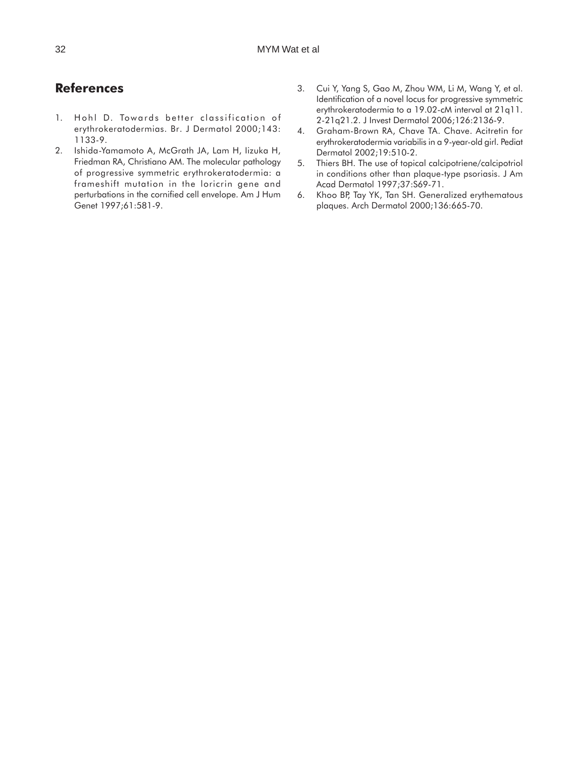## References

1. Hohl D. Towards better classification of erythrokeratodermias. Br. J Dermatol 2000;143: 1133-9.
2. Ishida-Yamamoto A, McGrath JA, Lam H, Iizuka H, Friedman RA, Christiano AM. The molecular pathology of progressive symmetric erythrokeratodermia: a frameshift mutation in the loricrin gene and perturbations in the cornified cell envelope. Am J Hum Genet 1997;61:581-9.
3. Cui Y, Yang S, Gao M, Zhou WM, Li M, Wang Y, et al. Identification of a novel locus for progressive symmetric erythrokeratodermia to a 19.02-cM interval at 21q11. 2-21q21.2. J Invest Dermatol 2006;126:2136-9.
4. Graham-Brown RA, Chave TA. Chave. Acitretin for erythrokeratodermia variabilis in a 9-year-old girl. Pediat Dermatol 2002;19:510-2.
5. Thiers BH. The use of topical calcipotriene/calcipotriol in conditions other than plaque-type psoriasis. J Am Acad Dermatol 1997;37:S69-71.
6. Khoo BP, Tay YK, Tan SH. Generalized erythematous plaques. Arch Dermatol 2000;136:665-70.